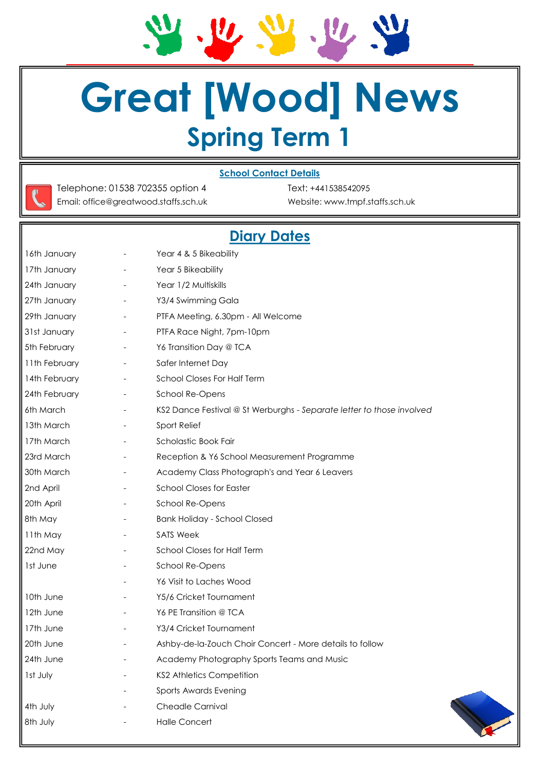# Great [Wood] News

## Spring Term 1

**School Contact Details**

Telephone: 01538 702355 option 4
Email: office@greatwood.staffs.sch.uk

Text: +441538542095
Website: www.tmpf.staffs.sch.uk

## Diary Dates

| | | |
|---|---|---|
| 16th January | - | Year 4 & 5 Bikeability |
| 17th January | - | Year 5 Bikeability |
| 24th January | - | Year 1/2 Multiskills |
| 27th January | - | Y3/4 Swimming Gala |
| 29th January | - | PTFA Meeting, 6.30pm - All Welcome |
| 31st January | - | PTFA Race Night, 7pm-10pm |
| 5th February | - | Y6 Transition Day @ TCA |
| 11th February | - | Safer Internet Day |
| 14th February | - | School Closes For Half Term |
| 24th February | - | School Re-Opens |
| 6th March | - | KS2 Dance Festival @ St Werburghs - *Separate letter to those involved* |
| 13th March | - | Sport Relief |
| 17th March | - | Scholastic Book Fair |
| 23rd March | - | Reception & Y6 School Measurement Programme |
| 30th March | - | Academy Class Photograph's and Year 6 Leavers |
| 2nd April | - | School Closes for Easter |
| 20th April | - | School Re-Opens |
| 8th May | - | Bank Holiday - School Closed |
| 11th May | - | SATS Week |
| 22nd May | - | School Closes for Half Term |
| 1st June | - | School Re-Opens |
| | - | Y6 Visit to Laches Wood |
| 10th June | - | Y5/6 Cricket Tournament |
| 12th June | - | Y6 PE Transition @ TCA |
| 17th June | - | Y3/4 Cricket Tournament |
| 20th June | - | Ashby-de-la-Zouch Choir Concert - More details to follow |
| 24th June | - | Academy Photography Sports Teams and Music |
| 1st July | - | KS2 Athletics Competition |
| | - | Sports Awards Evening |
| 4th July | - | Cheadle Carnival |
| 8th July | - | Halle Concert |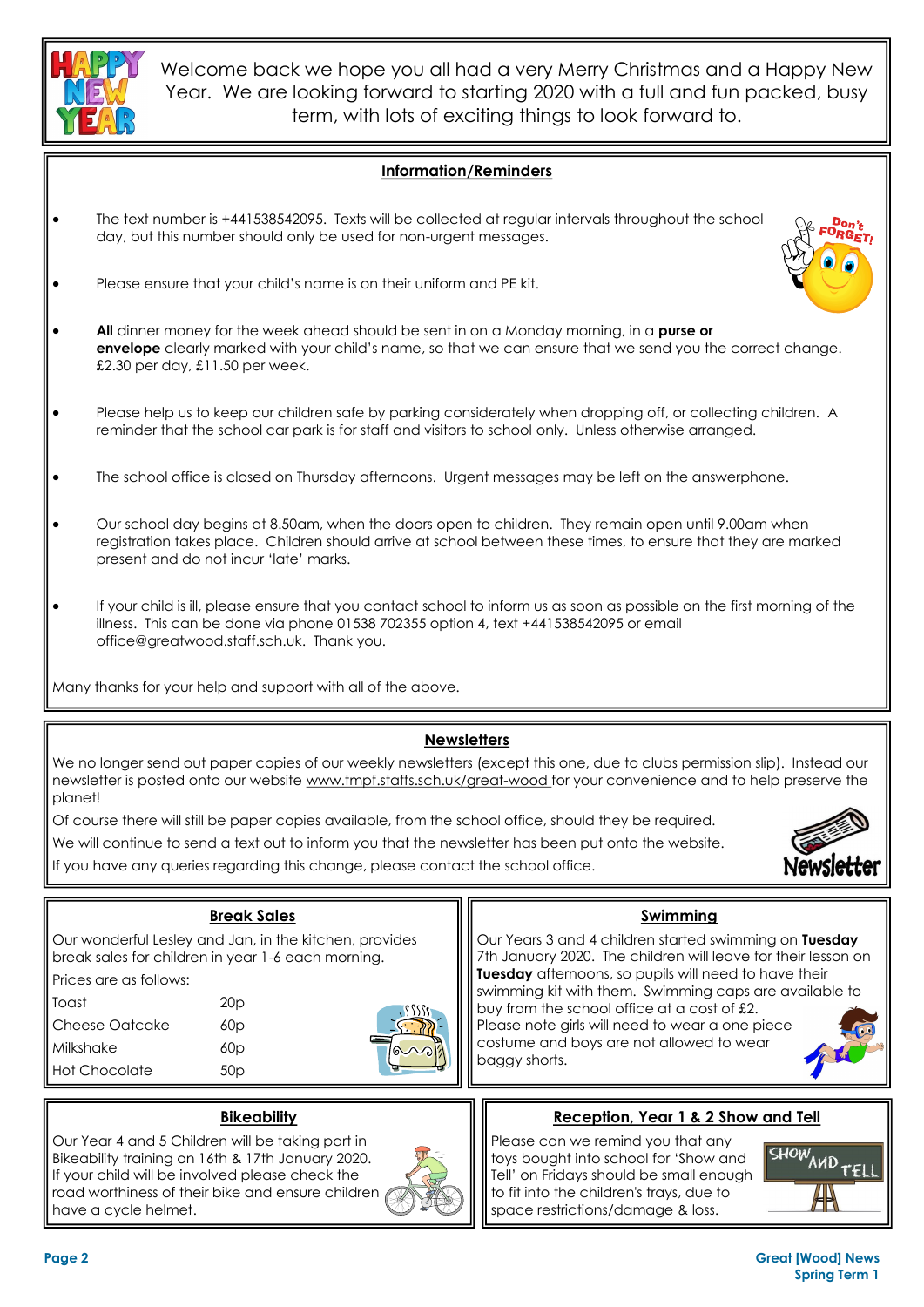Welcome back we hope you all had a very Merry Christmas and a Happy New Year. We are looking forward to starting 2020 with a full and fun packed, busy term, with lots of exciting things to look forward to.

## Information/Reminders

- The text number is +441538542095. Texts will be collected at regular intervals throughout the school day, but this number should only be used for non-urgent messages.
- Please ensure that your child's name is on their uniform and PE kit.
- **All** dinner money for the week ahead should be sent in on a Monday morning, in a **purse or envelope** clearly marked with your child's name, so that we can ensure that we send you the correct change. £2.30 per day, £11.50 per week.
- Please help us to keep our children safe by parking considerately when dropping off, or collecting children. A reminder that the school car park is for staff and visitors to school only. Unless otherwise arranged.
- The school office is closed on Thursday afternoons. Urgent messages may be left on the answerphone.
- Our school day begins at 8.50am, when the doors open to children. They remain open until 9.00am when registration takes place. Children should arrive at school between these times, to ensure that they are marked present and do not incur 'late' marks.
- If your child is ill, please ensure that you contact school to inform us as soon as possible on the first morning of the illness. This can be done via phone 01538 702355 option 4, text +441538542095 or email office@greatwood.staff.sch.uk. Thank you.

Many thanks for your help and support with all of the above.

## Newsletters

We no longer send out paper copies of our weekly newsletters (except this one, due to clubs permission slip). Instead our newsletter is posted onto our website www.tmpf.staffs.sch.uk/great-wood for your convenience and to help preserve the planet!

Of course there will still be paper copies available, from the school office, should they be required.

We will continue to send a text out to inform you that the newsletter has been put onto the website.

If you have any queries regarding this change, please contact the school office.

## Break Sales

Our wonderful Lesley and Jan, in the kitchen, provides break sales for children in year 1-6 each morning.

Prices are as follows:

| | |
|---|---|
| Toast | 20p |
| Cheese Oatcake | 60p |
| Milkshake | 60p |
| Hot Chocolate | 50p |

## Swimming

Our Years 3 and 4 children started swimming on **Tuesday** 7th January 2020. The children will leave for their lesson on **Tuesday** afternoons, so pupils will need to have their swimming kit with them. Swimming caps are available to buy from the school office at a cost of £2.

Please note girls will need to wear a one piece costume and boys are not allowed to wear baggy shorts.

## Bikeability

Our Year 4 and 5 Children will be taking part in Bikeability training on 16th & 17th January 2020. If your child will be involved please check the road worthiness of their bike and ensure children have a cycle helmet.

## Reception, Year 1 & 2 Show and Tell

Please can we remind you that any toys bought into school for 'Show and Tell' on Fridays should be small enough to fit into the children's trays, due to space restrictions/damage & loss.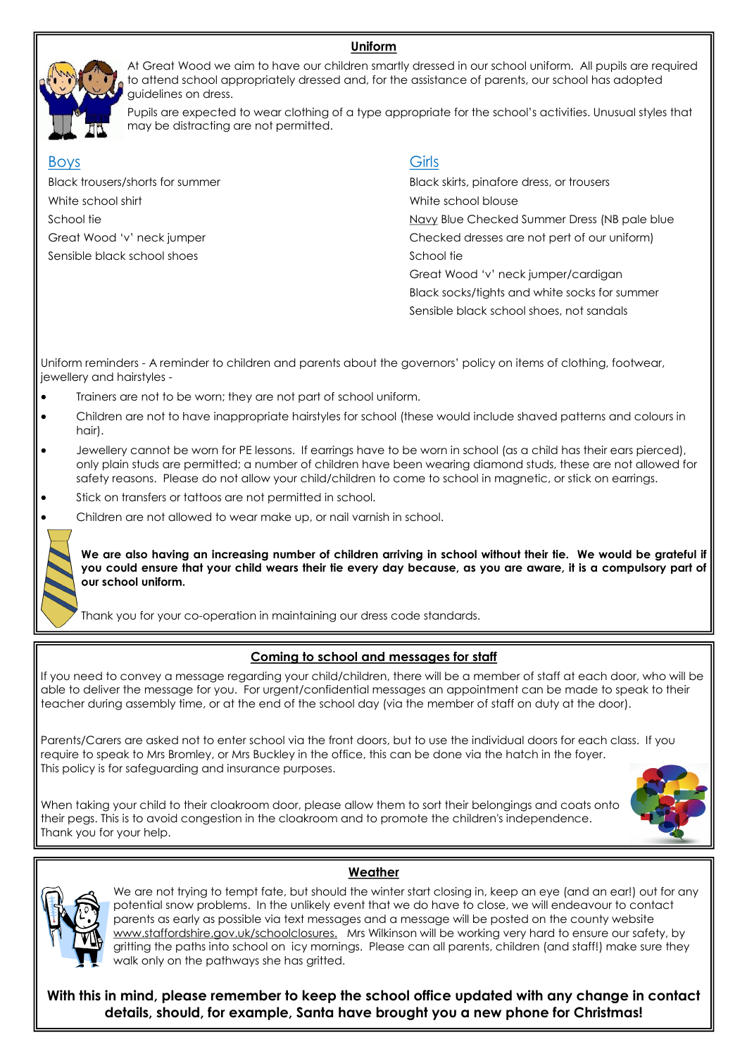## Uniform

At Great Wood we aim to have our children smartly dressed in our school uniform. All pupils are required to attend school appropriately dressed and, for the assistance of parents, our school has adopted guidelines on dress.

Pupils are expected to wear clothing of a type appropriate for the school's activities. Unusual styles that may be distracting are not permitted.

### Boys

Black trousers/shorts for summer

White school shirt

School tie

Great Wood 'v' neck jumper

Sensible black school shoes

### Girls

Black skirts, pinafore dress, or trousers

White school blouse

Navy Blue Checked Summer Dress (NB pale blue Checked dresses are not pert of our uniform)

School tie

Great Wood 'v' neck jumper/cardigan

Black socks/tights and white socks for summer

Sensible black school shoes, not sandals

Uniform reminders - A reminder to children and parents about the governors' policy on items of clothing, footwear, jewellery and hairstyles -

- Trainers are not to be worn; they are not part of school uniform.
- Children are not to have inappropriate hairstyles for school (these would include shaved patterns and colours in hair).
- Jewellery cannot be worn for PE lessons. If earrings have to be worn in school (as a child has their ears pierced), only plain studs are permitted; a number of children have been wearing diamond studs, these are not allowed for safety reasons. Please do not allow your child/children to come to school in magnetic, or stick on earrings.
- Stick on transfers or tattoos are not permitted in school.
- Children are not allowed to wear make up, or nail varnish in school.

**We are also having an increasing number of children arriving in school without their tie. We would be grateful if you could ensure that your child wears their tie every day because, as you are aware, it is a compulsory part of our school uniform.**

Thank you for your co-operation in maintaining our dress code standards.

## Coming to school and messages for staff

If you need to convey a message regarding your child/children, there will be a member of staff at each door, who will be able to deliver the message for you. For urgent/confidential messages an appointment can be made to speak to their teacher during assembly time, or at the end of the school day (via the member of staff on duty at the door).

Parents/Carers are asked not to enter school via the front doors, but to use the individual doors for each class. If you require to speak to Mrs Bromley, or Mrs Buckley in the office, this can be done via the hatch in the foyer. This policy is for safeguarding and insurance purposes.

When taking your child to their cloakroom door, please allow them to sort their belongings and coats onto their pegs. This is to avoid congestion in the cloakroom and to promote the children's independence. Thank you for your help.

## Weather

We are not trying to tempt fate, but should the winter start closing in, keep an eye (and an ear!) out for any potential snow problems. In the unlikely event that we do have to close, we will endeavour to contact parents as early as possible via text messages and a message will be posted on the county website www.staffordshire.gov.uk/schoolclosures. Mrs Wilkinson will be working very hard to ensure our safety, by gritting the paths into school on icy mornings. Please can all parents, children (and staff!) make sure they walk only on the pathways she has gritted.

**With this in mind, please remember to keep the school office updated with any change in contact details, should, for example, Santa have brought you a new phone for Christmas!**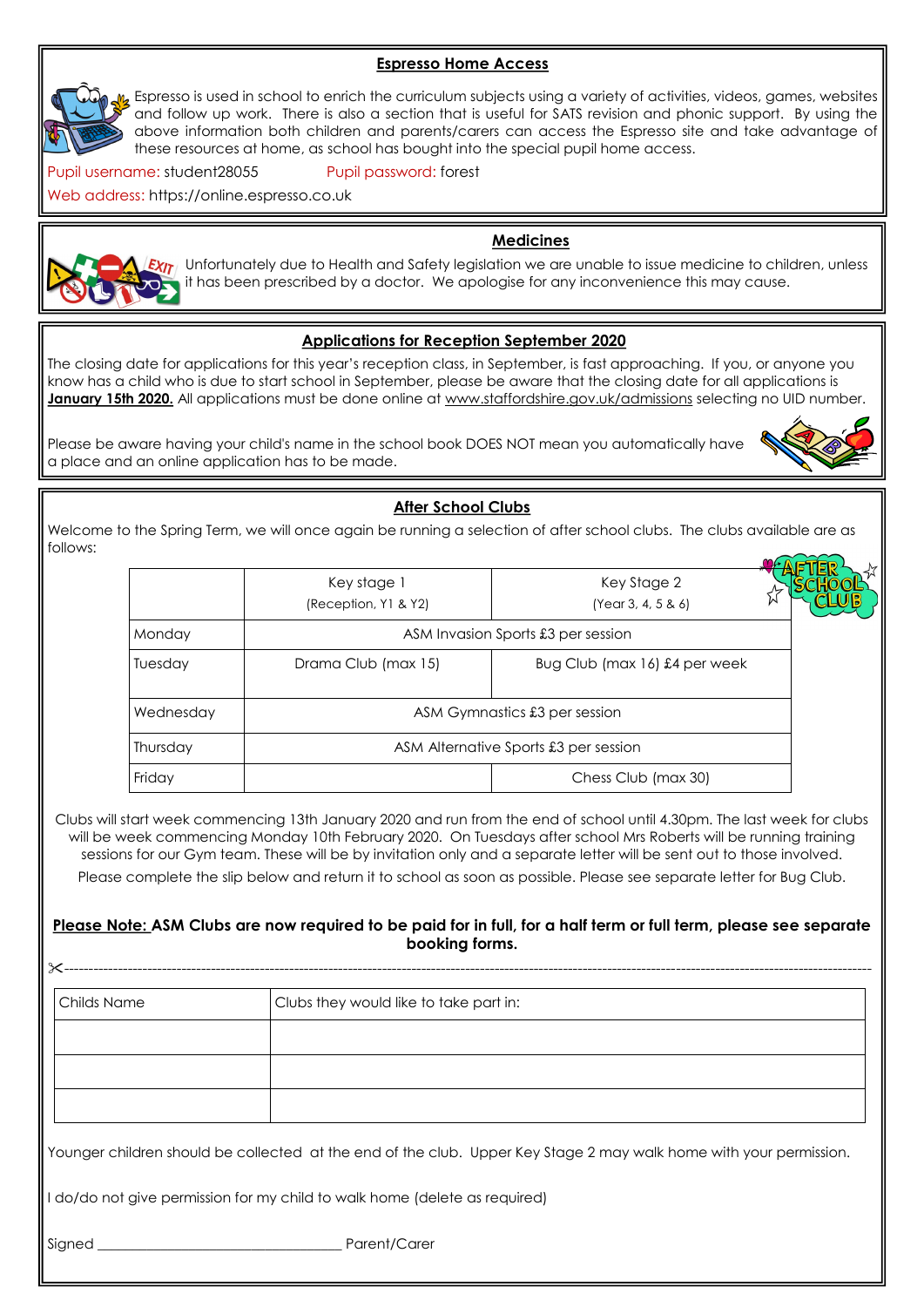## Espresso Home Access

Espresso is used in school to enrich the curriculum subjects using a variety of activities, videos, games, websites and follow up work. There is also a section that is useful for SATS revision and phonic support. By using the above information both children and parents/carers can access the Espresso site and take advantage of these resources at home, as school has bought into the special pupil home access.

Pupil username: student28055 Pupil password: forest

Web address: https://online.espresso.co.uk

## Medicines

Unfortunately due to Health and Safety legislation we are unable to issue medicine to children, unless it has been prescribed by a doctor. We apologise for any inconvenience this may cause.

## Applications for Reception September 2020

The closing date for applications for this year's reception class, in September, is fast approaching. If you, or anyone you know has a child who is due to start school in September, please be aware that the closing date for all applications is **January 15th 2020.** All applications must be done online at www.staffordshire.gov.uk/admissions selecting no UID number.

Please be aware having your child's name in the school book DOES NOT mean you automatically have a place and an online application has to be made.

## After School Clubs

Welcome to the Spring Term, we will once again be running a selection of after school clubs. The clubs available are as follows:

| | Key stage 1 (Reception, Y1 & Y2) | Key Stage 2 (Year 3, 4, 5 & 6) |
|---|---|---|
| Monday | ASM Invasion Sports £3 per session | |
| Tuesday | Drama Club (max 15) | Bug Club (max 16) £4 per week |
| Wednesday | ASM Gymnastics £3 per session | |
| Thursday | ASM Alternative Sports £3 per session | |
| Friday | | Chess Club (max 30) |

Clubs will start week commencing 13th January 2020 and run from the end of school until 4.30pm. The last week for clubs will be week commencing Monday 10th February 2020. On Tuesdays after school Mrs Roberts will be running training sessions for our Gym team. These will be by invitation only and a separate letter will be sent out to those involved.

Please complete the slip below and return it to school as soon as possible. Please see separate letter for Bug Club.

**Please Note: ASM Clubs are now required to be paid for in full, for a half term or full term, please see separate booking forms.**

✂-----------------------------------------------------------------------------------------------------------

| Childs Name | Clubs they would like to take part in: |
|---|---|
| | |
| | |
| | |

Younger children should be collected at the end of the club. Upper Key Stage 2 may walk home with your permission.

I do/do not give permission for my child to walk home (delete as required)

Signed ________________________________ Parent/Carer